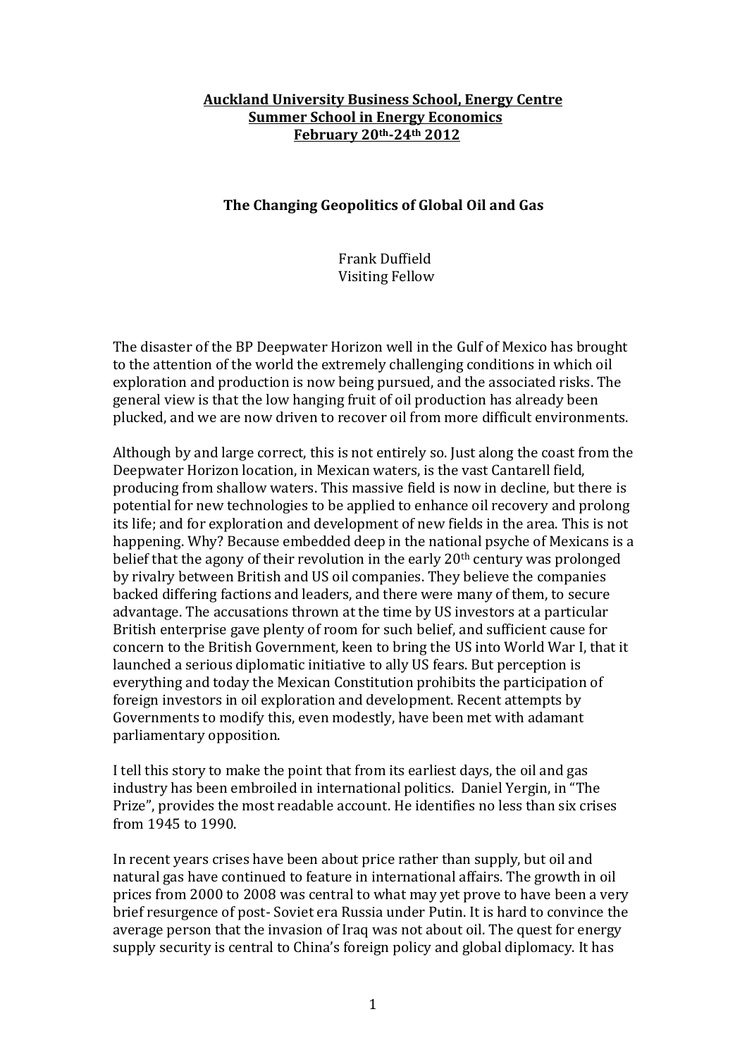**Auckland University Business School, Energy Centre**
**Summer School in Energy Economics**
**February 20th-24th 2012**

# The Changing Geopolitics of Global Oil and Gas

Frank Duffield
Visiting Fellow

The disaster of the BP Deepwater Horizon well in the Gulf of Mexico has brought to the attention of the world the extremely challenging conditions in which oil exploration and production is now being pursued, and the associated risks. The general view is that the low hanging fruit of oil production has already been plucked, and we are now driven to recover oil from more difficult environments.

Although by and large correct, this is not entirely so. Just along the coast from the Deepwater Horizon location, in Mexican waters, is the vast Cantarell field, producing from shallow waters. This massive field is now in decline, but there is potential for new technologies to be applied to enhance oil recovery and prolong its life; and for exploration and development of new fields in the area. This is not happening. Why? Because embedded deep in the national psyche of Mexicans is a belief that the agony of their revolution in the early 20th century was prolonged by rivalry between British and US oil companies. They believe the companies backed differing factions and leaders, and there were many of them, to secure advantage. The accusations thrown at the time by US investors at a particular British enterprise gave plenty of room for such belief, and sufficient cause for concern to the British Government, keen to bring the US into World War I, that it launched a serious diplomatic initiative to ally US fears. But perception is everything and today the Mexican Constitution prohibits the participation of foreign investors in oil exploration and development. Recent attempts by Governments to modify this, even modestly, have been met with adamant parliamentary opposition.

I tell this story to make the point that from its earliest days, the oil and gas industry has been embroiled in international politics. Daniel Yergin, in "The Prize", provides the most readable account. He identifies no less than six crises from 1945 to 1990.

In recent years crises have been about price rather than supply, but oil and natural gas have continued to feature in international affairs. The growth in oil prices from 2000 to 2008 was central to what may yet prove to have been a very brief resurgence of post- Soviet era Russia under Putin. It is hard to convince the average person that the invasion of Iraq was not about oil. The quest for energy supply security is central to China's foreign policy and global diplomacy. It has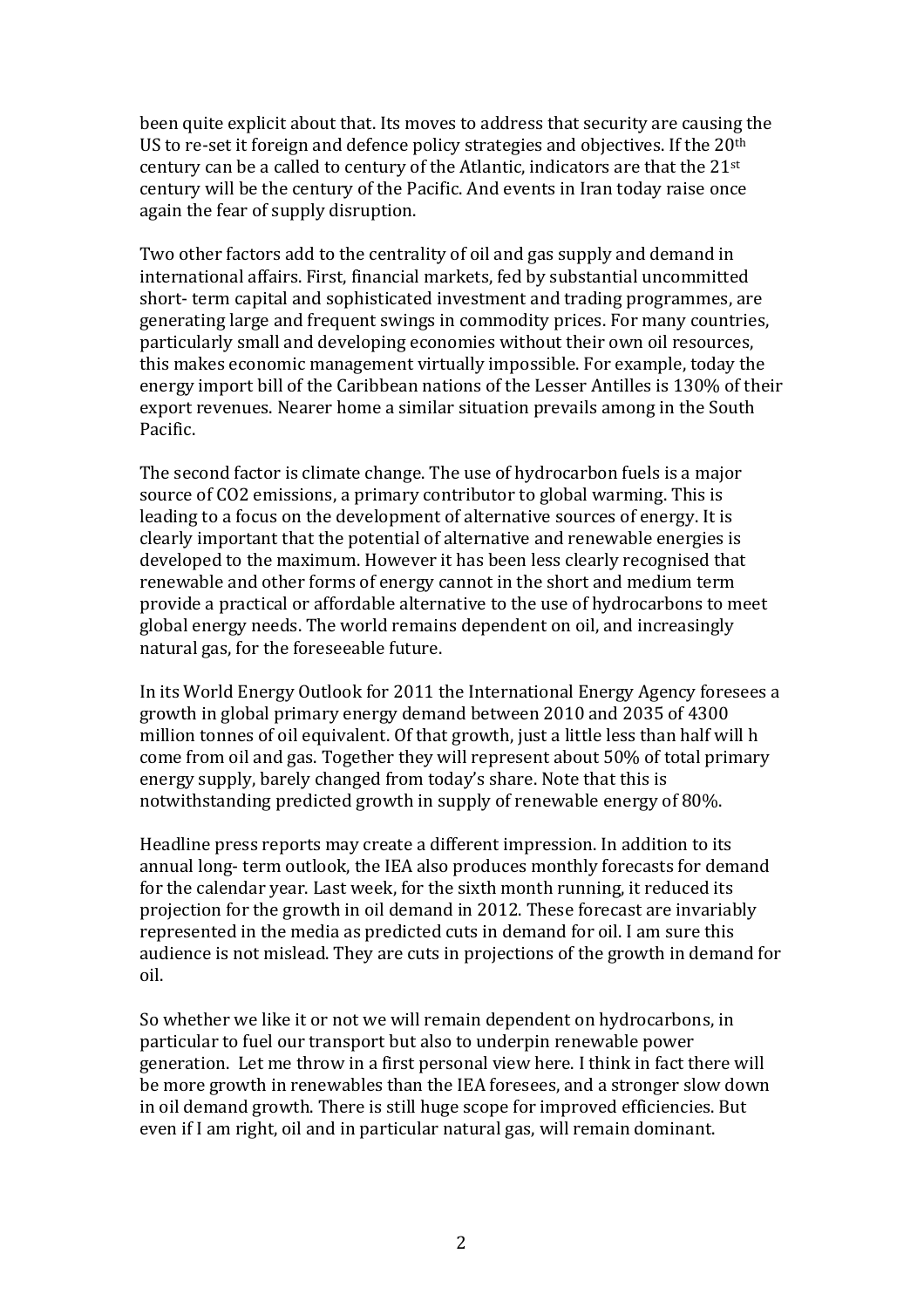been quite explicit about that. Its moves to address that security are causing the US to re-set it foreign and defence policy strategies and objectives. If the 20th century can be a called to century of the Atlantic, indicators are that the 21st century will be the century of the Pacific. And events in Iran today raise once again the fear of supply disruption.

Two other factors add to the centrality of oil and gas supply and demand in international affairs. First, financial markets, fed by substantial uncommitted short- term capital and sophisticated investment and trading programmes, are generating large and frequent swings in commodity prices. For many countries, particularly small and developing economies without their own oil resources, this makes economic management virtually impossible. For example, today the energy import bill of the Caribbean nations of the Lesser Antilles is 130% of their export revenues. Nearer home a similar situation prevails among in the South Pacific.

The second factor is climate change. The use of hydrocarbon fuels is a major source of CO2 emissions, a primary contributor to global warming. This is leading to a focus on the development of alternative sources of energy. It is clearly important that the potential of alternative and renewable energies is developed to the maximum. However it has been less clearly recognised that renewable and other forms of energy cannot in the short and medium term provide a practical or affordable alternative to the use of hydrocarbons to meet global energy needs. The world remains dependent on oil, and increasingly natural gas, for the foreseeable future.

In its World Energy Outlook for 2011 the International Energy Agency foresees a growth in global primary energy demand between 2010 and 2035 of 4300 million tonnes of oil equivalent. Of that growth, just a little less than half will h come from oil and gas. Together they will represent about 50% of total primary energy supply, barely changed from today's share. Note that this is notwithstanding predicted growth in supply of renewable energy of 80%.

Headline press reports may create a different impression. In addition to its annual long- term outlook, the IEA also produces monthly forecasts for demand for the calendar year. Last week, for the sixth month running, it reduced its projection for the growth in oil demand in 2012. These forecast are invariably represented in the media as predicted cuts in demand for oil. I am sure this audience is not mislead. They are cuts in projections of the growth in demand for oil.

So whether we like it or not we will remain dependent on hydrocarbons, in particular to fuel our transport but also to underpin renewable power generation. Let me throw in a first personal view here. I think in fact there will be more growth in renewables than the IEA foresees, and a stronger slow down in oil demand growth. There is still huge scope for improved efficiencies. But even if I am right, oil and in particular natural gas, will remain dominant.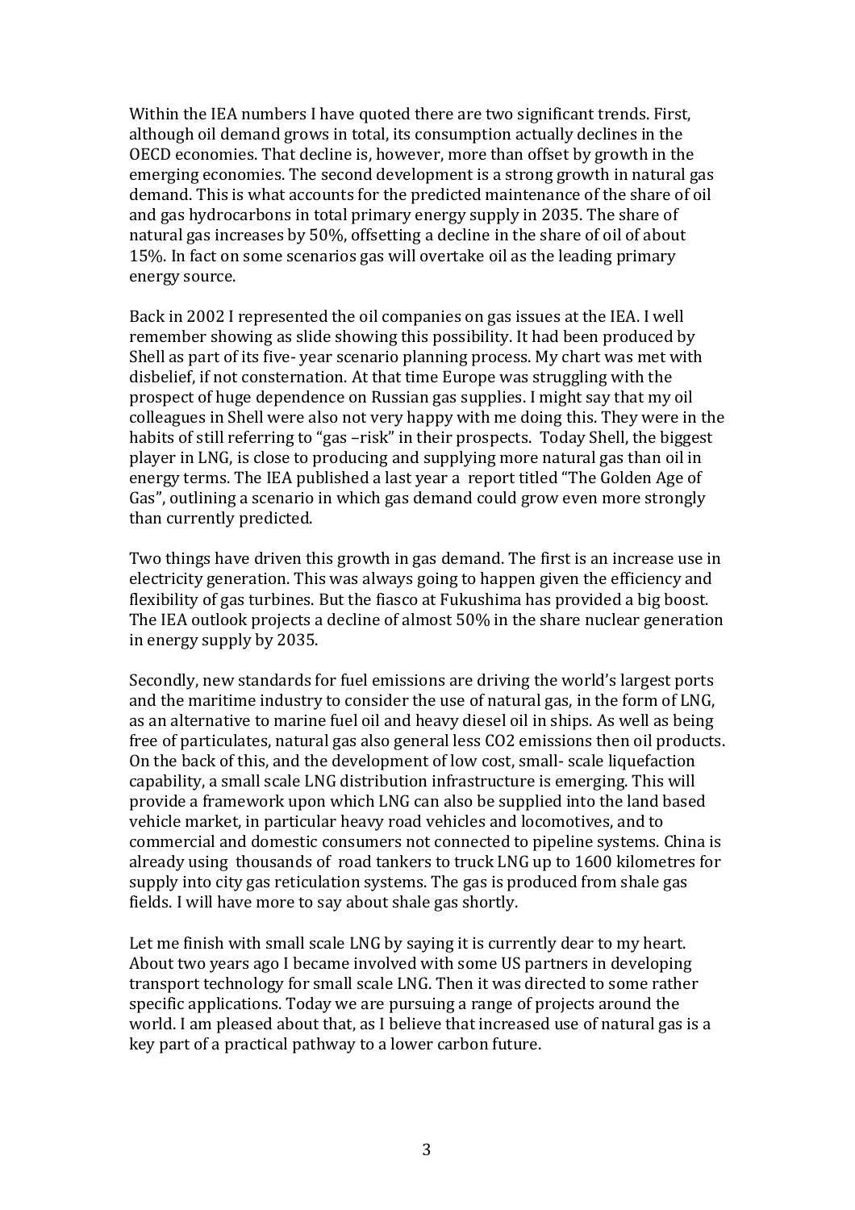Within the IEA numbers I have quoted there are two significant trends. First, although oil demand grows in total, its consumption actually declines in the OECD economies. That decline is, however, more than offset by growth in the emerging economies. The second development is a strong growth in natural gas demand. This is what accounts for the predicted maintenance of the share of oil and gas hydrocarbons in total primary energy supply in 2035. The share of natural gas increases by 50%, offsetting a decline in the share of oil of about 15%. In fact on some scenarios gas will overtake oil as the leading primary energy source.

Back in 2002 I represented the oil companies on gas issues at the IEA. I well remember showing as slide showing this possibility. It had been produced by Shell as part of its five- year scenario planning process. My chart was met with disbelief, if not consternation. At that time Europe was struggling with the prospect of huge dependence on Russian gas supplies. I might say that my oil colleagues in Shell were also not very happy with me doing this. They were in the habits of still referring to "gas –risk" in their prospects. Today Shell, the biggest player in LNG, is close to producing and supplying more natural gas than oil in energy terms. The IEA published a last year a report titled "The Golden Age of Gas", outlining a scenario in which gas demand could grow even more strongly than currently predicted.

Two things have driven this growth in gas demand. The first is an increase use in electricity generation. This was always going to happen given the efficiency and flexibility of gas turbines. But the fiasco at Fukushima has provided a big boost. The IEA outlook projects a decline of almost 50% in the share nuclear generation in energy supply by 2035.

Secondly, new standards for fuel emissions are driving the world's largest ports and the maritime industry to consider the use of natural gas, in the form of LNG, as an alternative to marine fuel oil and heavy diesel oil in ships. As well as being free of particulates, natural gas also general less $CO_2$ emissions then oil products. On the back of this, and the development of low cost, small- scale liquefaction capability, a small scale LNG distribution infrastructure is emerging. This will provide a framework upon which LNG can also be supplied into the land based vehicle market, in particular heavy road vehicles and locomotives, and to commercial and domestic consumers not connected to pipeline systems. China is already using thousands of road tankers to truck LNG up to 1600 kilometres for supply into city gas reticulation systems. The gas is produced from shale gas fields. I will have more to say about shale gas shortly.

Let me finish with small scale LNG by saying it is currently dear to my heart. About two years ago I became involved with some US partners in developing transport technology for small scale LNG. Then it was directed to some rather specific applications. Today we are pursuing a range of projects around the world. I am pleased about that, as I believe that increased use of natural gas is a key part of a practical pathway to a lower carbon future.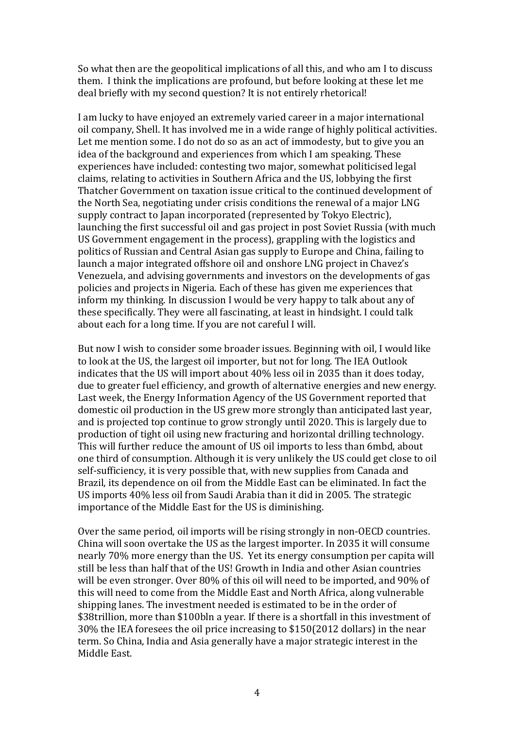So what then are the geopolitical implications of all this, and who am I to discuss them. I think the implications are profound, but before looking at these let me deal briefly with my second question? It is not entirely rhetorical!

I am lucky to have enjoyed an extremely varied career in a major international oil company, Shell. It has involved me in a wide range of highly political activities. Let me mention some. I do not do so as an act of immodesty, but to give you an idea of the background and experiences from which I am speaking. These experiences have included: contesting two major, somewhat politicised legal claims, relating to activities in Southern Africa and the US, lobbying the first Thatcher Government on taxation issue critical to the continued development of the North Sea, negotiating under crisis conditions the renewal of a major LNG supply contract to Japan incorporated (represented by Tokyo Electric), launching the first successful oil and gas project in post Soviet Russia (with much US Government engagement in the process), grappling with the logistics and politics of Russian and Central Asian gas supply to Europe and China, failing to launch a major integrated offshore oil and onshore LNG project in Chavez's Venezuela, and advising governments and investors on the developments of gas policies and projects in Nigeria. Each of these has given me experiences that inform my thinking. In discussion I would be very happy to talk about any of these specifically. They were all fascinating, at least in hindsight. I could talk about each for a long time. If you are not careful I will.

But now I wish to consider some broader issues. Beginning with oil, I would like to look at the US, the largest oil importer, but not for long. The IEA Outlook indicates that the US will import about 40% less oil in 2035 than it does today, due to greater fuel efficiency, and growth of alternative energies and new energy. Last week, the Energy Information Agency of the US Government reported that domestic oil production in the US grew more strongly than anticipated last year, and is projected top continue to grow strongly until 2020. This is largely due to production of tight oil using new fracturing and horizontal drilling technology. This will further reduce the amount of US oil imports to less than 6mbd, about one third of consumption. Although it is very unlikely the US could get close to oil self-sufficiency, it is very possible that, with new supplies from Canada and Brazil, its dependence on oil from the Middle East can be eliminated. In fact the US imports 40% less oil from Saudi Arabia than it did in 2005. The strategic importance of the Middle East for the US is diminishing.

Over the same period, oil imports will be rising strongly in non-OECD countries. China will soon overtake the US as the largest importer. In 2035 it will consume nearly 70% more energy than the US. Yet its energy consumption per capita will still be less than half that of the US! Growth in India and other Asian countries will be even stronger. Over 80% of this oil will need to be imported, and 90% of this will need to come from the Middle East and North Africa, along vulnerable shipping lanes. The investment needed is estimated to be in the order of \$38trillion, more than \$100bln a year. If there is a shortfall in this investment of 30% the IEA foresees the oil price increasing to \$150(2012 dollars) in the near term. So China, India and Asia generally have a major strategic interest in the Middle East.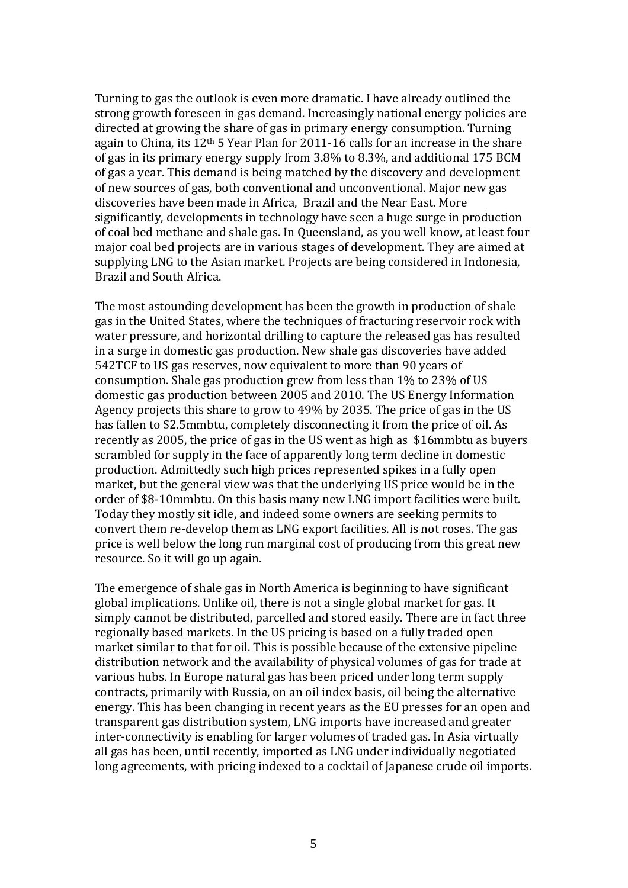Turning to gas the outlook is even more dramatic. I have already outlined the strong growth foreseen in gas demand. Increasingly national energy policies are directed at growing the share of gas in primary energy consumption. Turning again to China, its 12$^{th}$ 5 Year Plan for 2011-16 calls for an increase in the share of gas in its primary energy supply from 3.8% to 8.3%, and additional 175 BCM of gas a year. This demand is being matched by the discovery and development of new sources of gas, both conventional and unconventional. Major new gas discoveries have been made in Africa, Brazil and the Near East. More significantly, developments in technology have seen a huge surge in production of coal bed methane and shale gas. In Queensland, as you well know, at least four major coal bed projects are in various stages of development. They are aimed at supplying LNG to the Asian market. Projects are being considered in Indonesia, Brazil and South Africa.

The most astounding development has been the growth in production of shale gas in the United States, where the techniques of fracturing reservoir rock with water pressure, and horizontal drilling to capture the released gas has resulted in a surge in domestic gas production. New shale gas discoveries have added 542TCF to US gas reserves, now equivalent to more than 90 years of consumption. Shale gas production grew from less than 1% to 23% of US domestic gas production between 2005 and 2010. The US Energy Information Agency projects this share to grow to 49% by 2035. The price of gas in the US has fallen to $2.5mmbtu, completely disconnecting it from the price of oil. As recently as 2005, the price of gas in the US went as high as $16mmbtu as buyers scrambled for supply in the face of apparently long term decline in domestic production. Admittedly such high prices represented spikes in a fully open market, but the general view was that the underlying US price would be in the order of $8-10mmbtu. On this basis many new LNG import facilities were built. Today they mostly sit idle, and indeed some owners are seeking permits to convert them re-develop them as LNG export facilities. All is not roses. The gas price is well below the long run marginal cost of producing from this great new resource. So it will go up again.

The emergence of shale gas in North America is beginning to have significant global implications. Unlike oil, there is not a single global market for gas. It simply cannot be distributed, parcelled and stored easily. There are in fact three regionally based markets. In the US pricing is based on a fully traded open market similar to that for oil. This is possible because of the extensive pipeline distribution network and the availability of physical volumes of gas for trade at various hubs. In Europe natural gas has been priced under long term supply contracts, primarily with Russia, on an oil index basis, oil being the alternative energy. This has been changing in recent years as the EU presses for an open and transparent gas distribution system, LNG imports have increased and greater inter-connectivity is enabling for larger volumes of traded gas. In Asia virtually all gas has been, until recently, imported as LNG under individually negotiated long agreements, with pricing indexed to a cocktail of Japanese crude oil imports.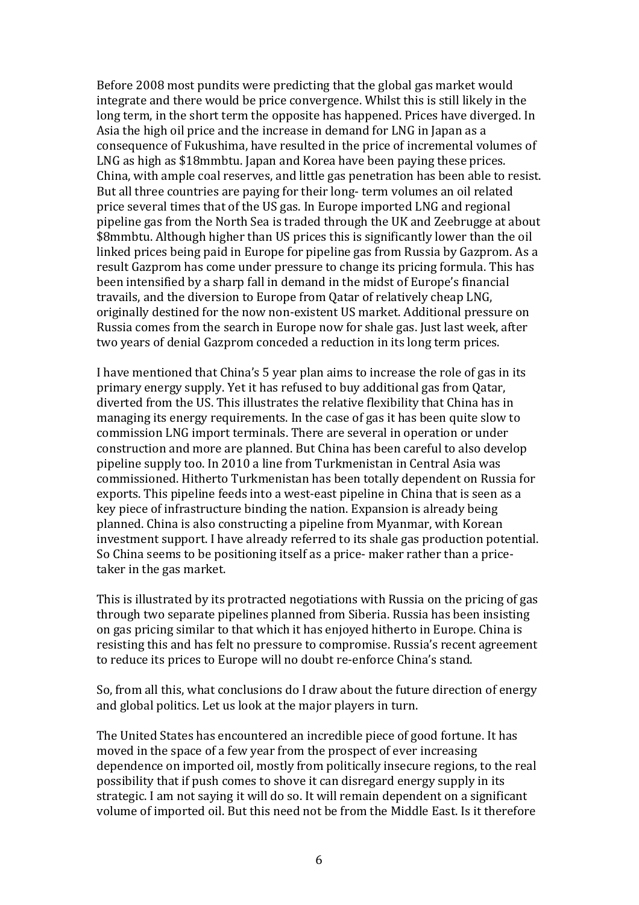Before 2008 most pundits were predicting that the global gas market would integrate and there would be price convergence. Whilst this is still likely in the long term, in the short term the opposite has happened. Prices have diverged. In Asia the high oil price and the increase in demand for LNG in Japan as a consequence of Fukushima, have resulted in the price of incremental volumes of LNG as high as $18mmbtu. Japan and Korea have been paying these prices. China, with ample coal reserves, and little gas penetration has been able to resist. But all three countries are paying for their long- term volumes an oil related price several times that of the US gas. In Europe imported LNG and regional pipeline gas from the North Sea is traded through the UK and Zeebrugge at about $8mmbtu. Although higher than US prices this is significantly lower than the oil linked prices being paid in Europe for pipeline gas from Russia by Gazprom. As a result Gazprom has come under pressure to change its pricing formula. This has been intensified by a sharp fall in demand in the midst of Europe's financial travails, and the diversion to Europe from Qatar of relatively cheap LNG, originally destined for the now non-existent US market. Additional pressure on Russia comes from the search in Europe now for shale gas. Just last week, after two years of denial Gazprom conceded a reduction in its long term prices.

I have mentioned that China's 5 year plan aims to increase the role of gas in its primary energy supply. Yet it has refused to buy additional gas from Qatar, diverted from the US. This illustrates the relative flexibility that China has in managing its energy requirements. In the case of gas it has been quite slow to commission LNG import terminals. There are several in operation or under construction and more are planned. But China has been careful to also develop pipeline supply too. In 2010 a line from Turkmenistan in Central Asia was commissioned. Hitherto Turkmenistan has been totally dependent on Russia for exports. This pipeline feeds into a west-east pipeline in China that is seen as a key piece of infrastructure binding the nation. Expansion is already being planned. China is also constructing a pipeline from Myanmar, with Korean investment support. I have already referred to its shale gas production potential. So China seems to be positioning itself as a price- maker rather than a price-taker in the gas market.

This is illustrated by its protracted negotiations with Russia on the pricing of gas through two separate pipelines planned from Siberia. Russia has been insisting on gas pricing similar to that which it has enjoyed hitherto in Europe. China is resisting this and has felt no pressure to compromise. Russia's recent agreement to reduce its prices to Europe will no doubt re-enforce China's stand.

So, from all this, what conclusions do I draw about the future direction of energy and global politics. Let us look at the major players in turn.

The United States has encountered an incredible piece of good fortune. It has moved in the space of a few year from the prospect of ever increasing dependence on imported oil, mostly from politically insecure regions, to the real possibility that if push comes to shove it can disregard energy supply in its strategic. I am not saying it will do so. It will remain dependent on a significant volume of imported oil. But this need not be from the Middle East. Is it therefore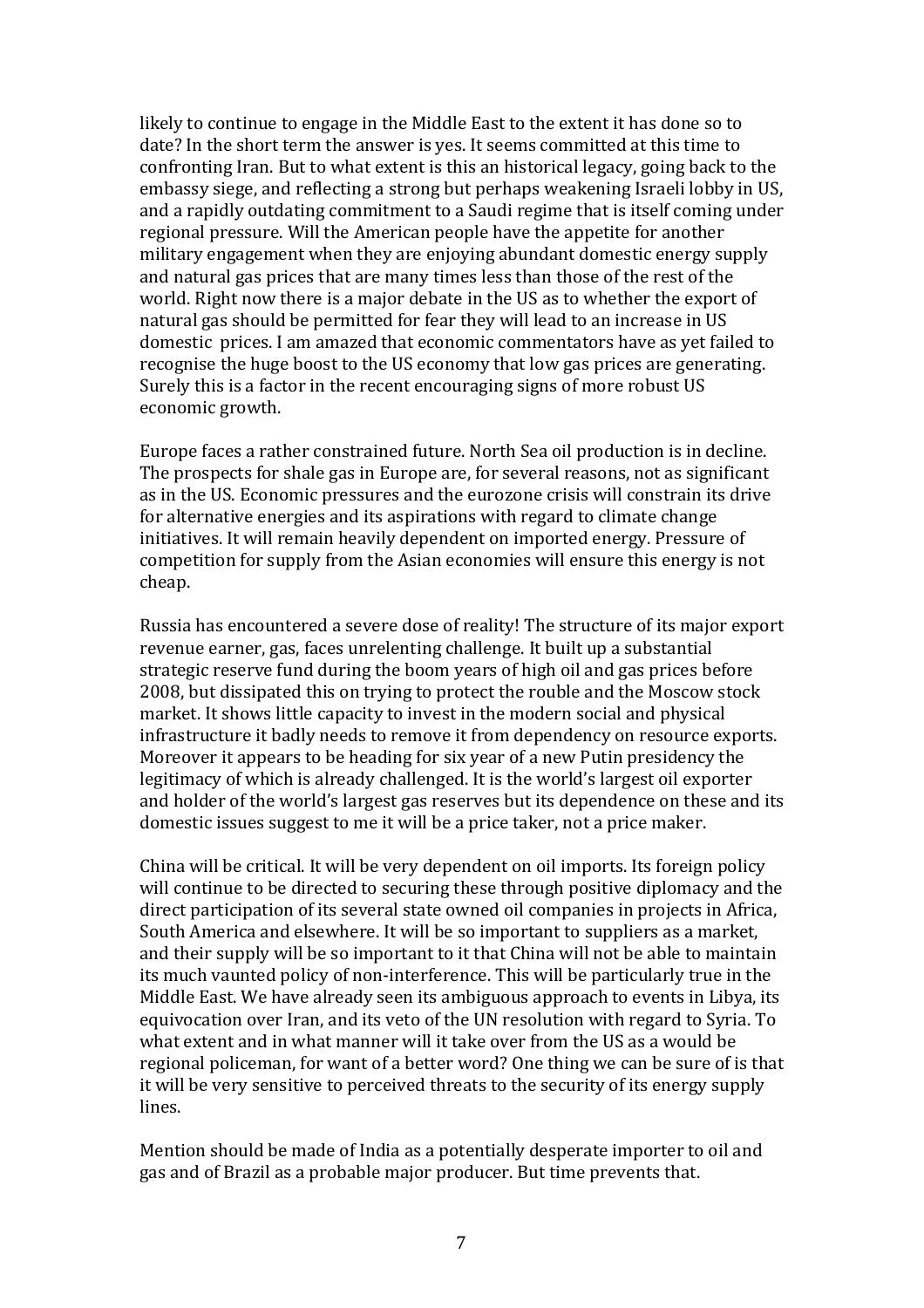likely to continue to engage in the Middle East to the extent it has done so to date? In the short term the answer is yes. It seems committed at this time to confronting Iran. But to what extent is this an historical legacy, going back to the embassy siege, and reflecting a strong but perhaps weakening Israeli lobby in US, and a rapidly outdating commitment to a Saudi regime that is itself coming under regional pressure. Will the American people have the appetite for another military engagement when they are enjoying abundant domestic energy supply and natural gas prices that are many times less than those of the rest of the world. Right now there is a major debate in the US as to whether the export of natural gas should be permitted for fear they will lead to an increase in US domestic prices. I am amazed that economic commentators have as yet failed to recognise the huge boost to the US economy that low gas prices are generating. Surely this is a factor in the recent encouraging signs of more robust US economic growth.

Europe faces a rather constrained future. North Sea oil production is in decline. The prospects for shale gas in Europe are, for several reasons, not as significant as in the US. Economic pressures and the eurozone crisis will constrain its drive for alternative energies and its aspirations with regard to climate change initiatives. It will remain heavily dependent on imported energy. Pressure of competition for supply from the Asian economies will ensure this energy is not cheap.

Russia has encountered a severe dose of reality! The structure of its major export revenue earner, gas, faces unrelenting challenge. It built up a substantial strategic reserve fund during the boom years of high oil and gas prices before 2008, but dissipated this on trying to protect the rouble and the Moscow stock market. It shows little capacity to invest in the modern social and physical infrastructure it badly needs to remove it from dependency on resource exports. Moreover it appears to be heading for six year of a new Putin presidency the legitimacy of which is already challenged. It is the world's largest oil exporter and holder of the world's largest gas reserves but its dependence on these and its domestic issues suggest to me it will be a price taker, not a price maker.

China will be critical. It will be very dependent on oil imports. Its foreign policy will continue to be directed to securing these through positive diplomacy and the direct participation of its several state owned oil companies in projects in Africa, South America and elsewhere. It will be so important to suppliers as a market, and their supply will be so important to it that China will not be able to maintain its much vaunted policy of non-interference. This will be particularly true in the Middle East. We have already seen its ambiguous approach to events in Libya, its equivocation over Iran, and its veto of the UN resolution with regard to Syria. To what extent and in what manner will it take over from the US as a would be regional policeman, for want of a better word? One thing we can be sure of is that it will be very sensitive to perceived threats to the security of its energy supply lines.

Mention should be made of India as a potentially desperate importer to oil and gas and of Brazil as a probable major producer. But time prevents that.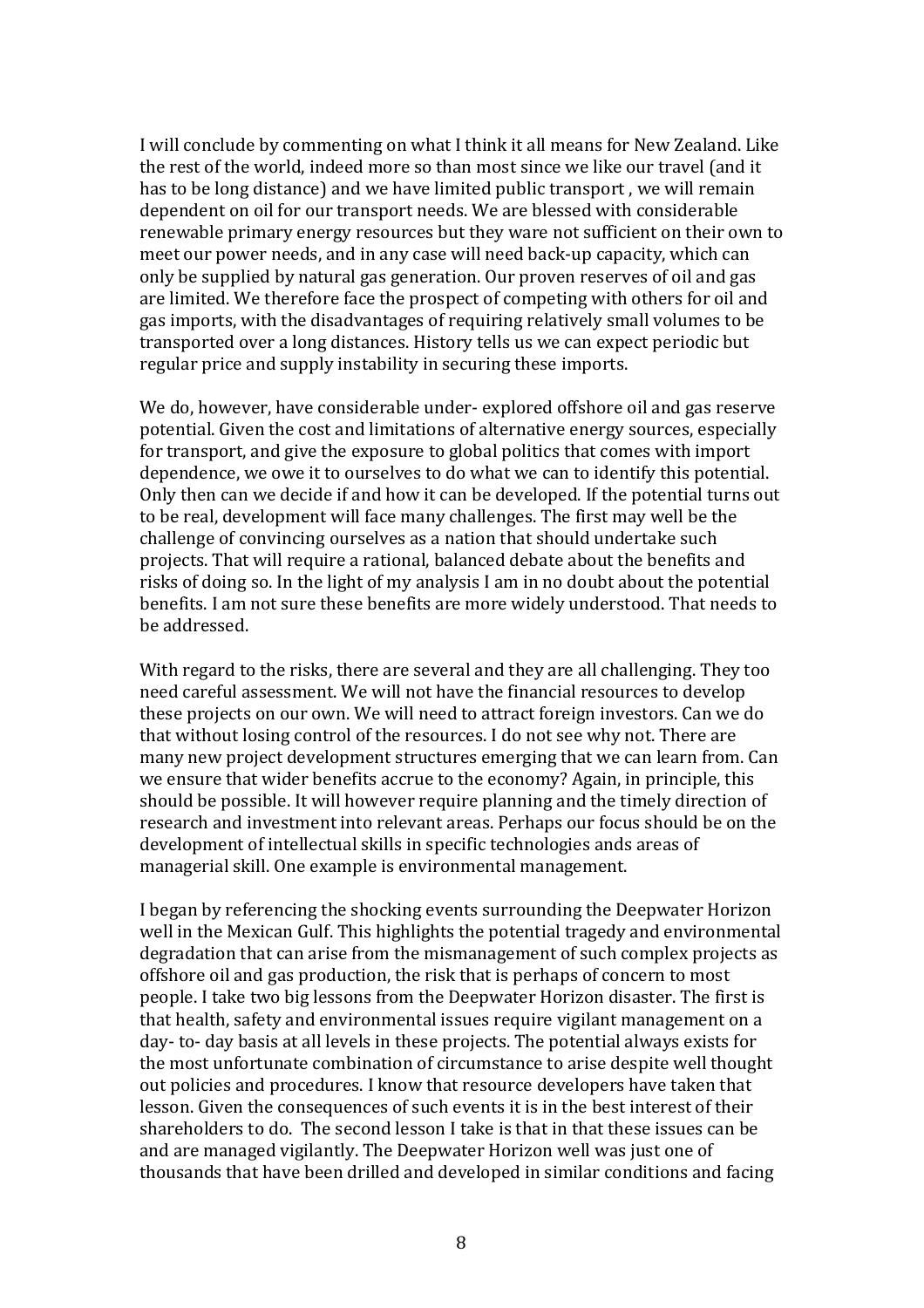I will conclude by commenting on what I think it all means for New Zealand. Like the rest of the world, indeed more so than most since we like our travel (and it has to be long distance) and we have limited public transport , we will remain dependent on oil for our transport needs. We are blessed with considerable renewable primary energy resources but they ware not sufficient on their own to meet our power needs, and in any case will need back-up capacity, which can only be supplied by natural gas generation. Our proven reserves of oil and gas are limited. We therefore face the prospect of competing with others for oil and gas imports, with the disadvantages of requiring relatively small volumes to be transported over a long distances. History tells us we can expect periodic but regular price and supply instability in securing these imports.

We do, however, have considerable under- explored offshore oil and gas reserve potential. Given the cost and limitations of alternative energy sources, especially for transport, and give the exposure to global politics that comes with import dependence, we owe it to ourselves to do what we can to identify this potential. Only then can we decide if and how it can be developed. If the potential turns out to be real, development will face many challenges. The first may well be the challenge of convincing ourselves as a nation that should undertake such projects. That will require a rational, balanced debate about the benefits and risks of doing so. In the light of my analysis I am in no doubt about the potential benefits. I am not sure these benefits are more widely understood. That needs to be addressed.

With regard to the risks, there are several and they are all challenging. They too need careful assessment. We will not have the financial resources to develop these projects on our own. We will need to attract foreign investors. Can we do that without losing control of the resources. I do not see why not. There are many new project development structures emerging that we can learn from. Can we ensure that wider benefits accrue to the economy? Again, in principle, this should be possible. It will however require planning and the timely direction of research and investment into relevant areas. Perhaps our focus should be on the development of intellectual skills in specific technologies ands areas of managerial skill. One example is environmental management.

I began by referencing the shocking events surrounding the Deepwater Horizon well in the Mexican Gulf. This highlights the potential tragedy and environmental degradation that can arise from the mismanagement of such complex projects as offshore oil and gas production, the risk that is perhaps of concern to most people. I take two big lessons from the Deepwater Horizon disaster. The first is that health, safety and environmental issues require vigilant management on a day- to- day basis at all levels in these projects. The potential always exists for the most unfortunate combination of circumstance to arise despite well thought out policies and procedures. I know that resource developers have taken that lesson. Given the consequences of such events it is in the best interest of their shareholders to do. The second lesson I take is that in that these issues can be and are managed vigilantly. The Deepwater Horizon well was just one of thousands that have been drilled and developed in similar conditions and facing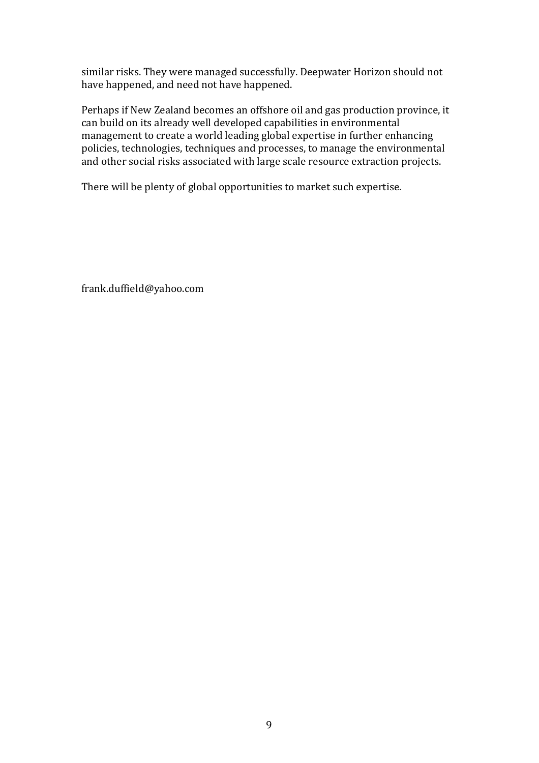similar risks. They were managed successfully. Deepwater Horizon should not have happened, and need not have happened.

Perhaps if New Zealand becomes an offshore oil and gas production province, it can build on its already well developed capabilities in environmental management to create a world leading global expertise in further enhancing policies, technologies, techniques and processes, to manage the environmental and other social risks associated with large scale resource extraction projects.

There will be plenty of global opportunities to market such expertise.

frank.duffield@yahoo.com